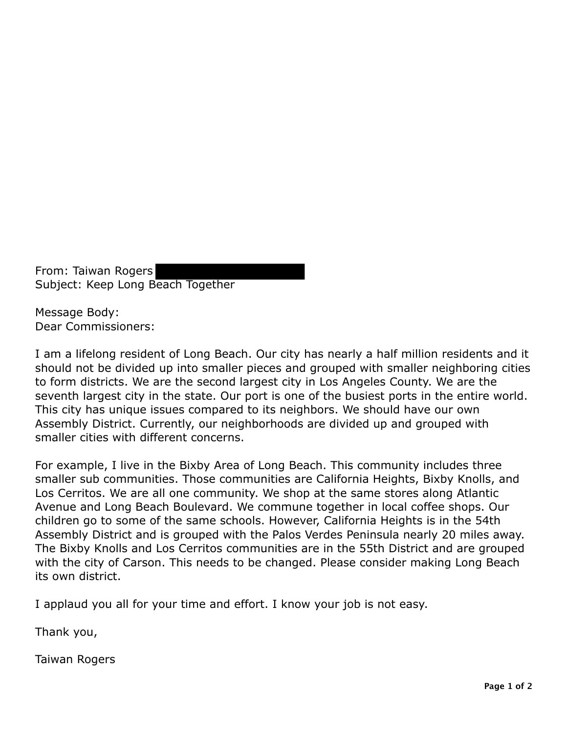From: Taiwan Rogers
Subject: Keep Long Beach Together

Message Body:
Dear Commissioners:

I am a lifelong resident of Long Beach. Our city has nearly a half million residents and it should not be divided up into smaller pieces and grouped with smaller neighboring cities to form districts. We are the second largest city in Los Angeles County. We are the seventh largest city in the state. Our port is one of the busiest ports in the entire world. This city has unique issues compared to its neighbors. We should have our own Assembly District. Currently, our neighborhoods are divided up and grouped with smaller cities with different concerns.

For example, I live in the Bixby Area of Long Beach. This community includes three smaller sub communities. Those communities are California Heights, Bixby Knolls, and Los Cerritos. We are all one community. We shop at the same stores along Atlantic Avenue and Long Beach Boulevard. We commune together in local coffee shops. Our children go to some of the same schools. However, California Heights is in the 54th Assembly District and is grouped with the Palos Verdes Peninsula nearly 20 miles away. The Bixby Knolls and Los Cerritos communities are in the 55th District and are grouped with the city of Carson. This needs to be changed. Please consider making Long Beach its own district.

I applaud you all for your time and effort. I know your job is not easy.

Thank you,

Taiwan Rogers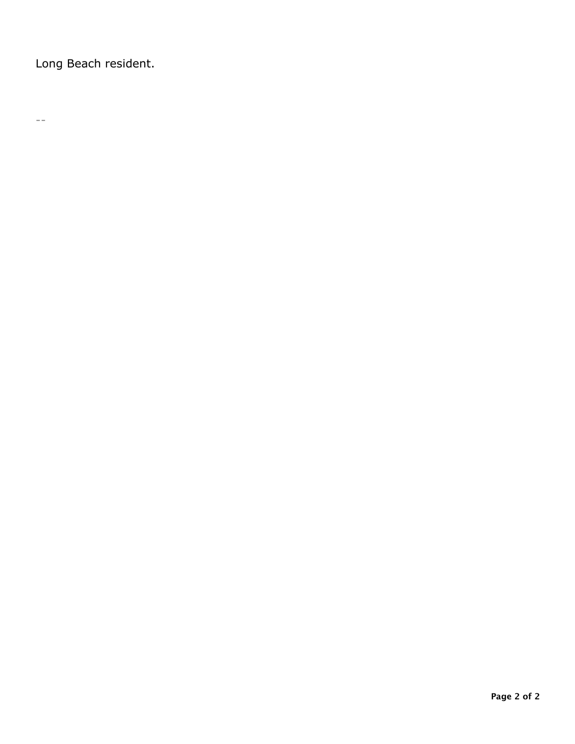Long Beach resident.

--